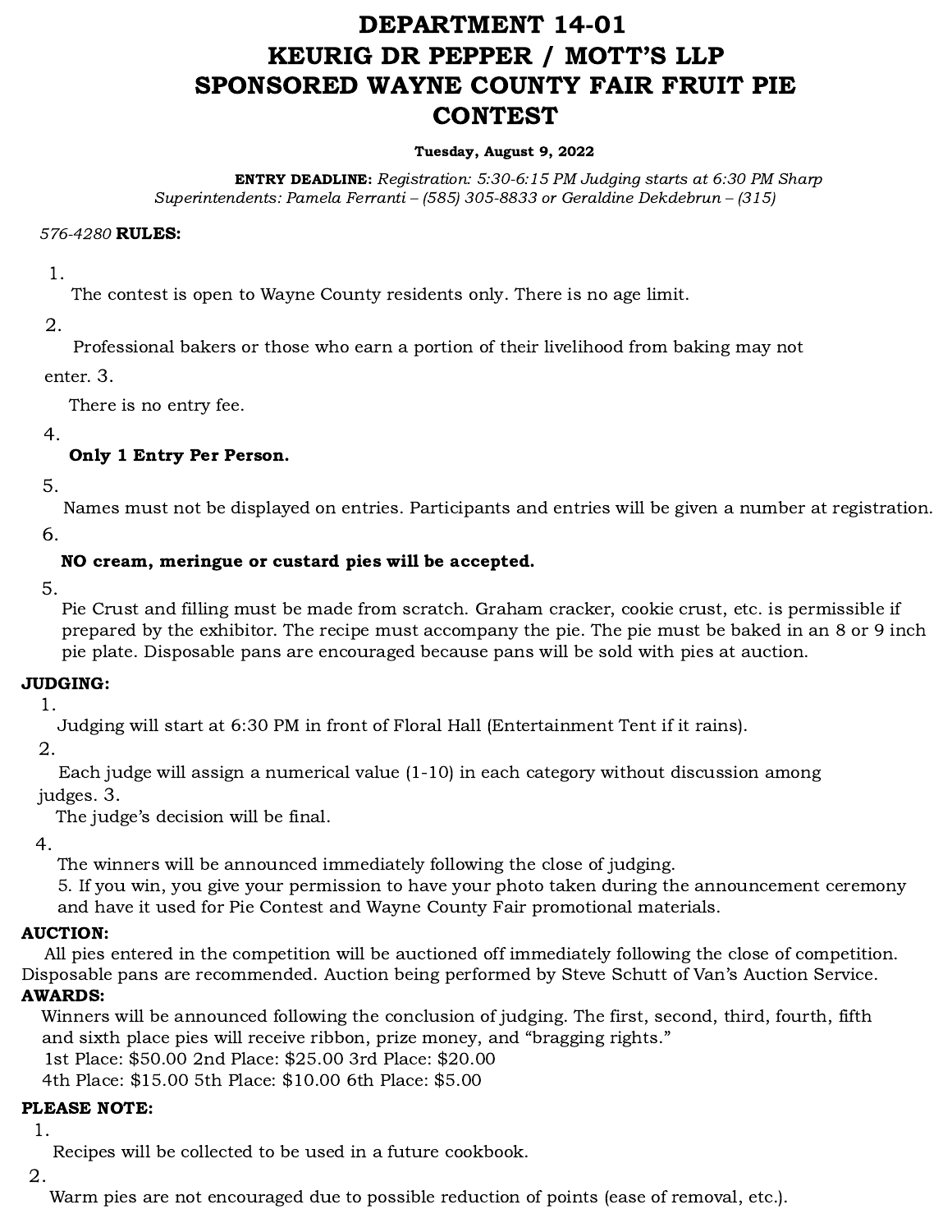# DEPARTMENT 14-01
# KEURIG DR PEPPER / MOTT'S LLP
# SPONSORED WAYNE COUNTY FAIR FRUIT PIE CONTEST

**Tuesday, August 9, 2022**

**ENTRY DEADLINE:** *Registration: 5:30-6:15 PM Judging starts at 6:30 PM Sharp*
*Superintendents: Pamela Ferranti – (585) 305-8833 or Geraldine Dekdebrun – (315) 576-4280*

**RULES:**

1. The contest is open to Wayne County residents only. There is no age limit.
2. Professional bakers or those who earn a portion of their livelihood from baking may not enter.
3. There is no entry fee.
4. **Only 1 Entry Per Person.**
5. Names must not be displayed on entries. Participants and entries will be given a number at registration.
6. **NO cream, meringue or custard pies will be accepted.**
5. Pie Crust and filling must be made from scratch. Graham cracker, cookie crust, etc. is permissible if prepared by the exhibitor. The recipe must accompany the pie. The pie must be baked in an 8 or 9 inch pie plate. Disposable pans are encouraged because pans will be sold with pies at auction.

**JUDGING:**

1. Judging will start at 6:30 PM in front of Floral Hall (Entertainment Tent if it rains).
2. Each judge will assign a numerical value (1-10) in each category without discussion among judges.
3. The judge's decision will be final.
4. The winners will be announced immediately following the close of judging.
5. If you win, you give your permission to have your photo taken during the announcement ceremony and have it used for Pie Contest and Wayne County Fair promotional materials.

**AUCTION:**

All pies entered in the competition will be auctioned off immediately following the close of competition. Disposable pans are recommended. Auction being performed by Steve Schutt of Van's Auction Service.

**AWARDS:**

Winners will be announced following the conclusion of judging. The first, second, third, fourth, fifth and sixth place pies will receive ribbon, prize money, and "bragging rights."

1st Place: $50.00 2nd Place: $25.00 3rd Place: $20.00
4th Place: $15.00 5th Place: $10.00 6th Place: $5.00

**PLEASE NOTE:**

1. Recipes will be collected to be used in a future cookbook.
2. Warm pies are not encouraged due to possible reduction of points (ease of removal, etc.).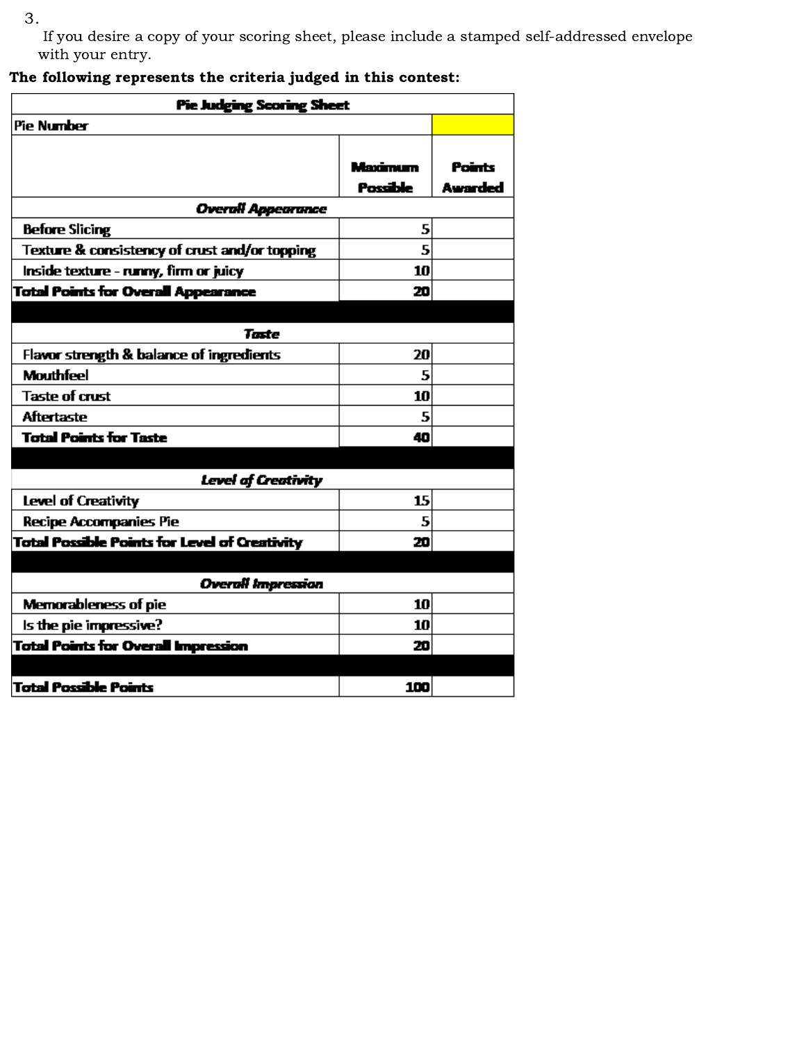3. If you desire a copy of your scoring sheet, please include a stamped self-addressed envelope with your entry.

**The following represents the criteria judged in this contest:**

| Pie Judging Scoring Sheet | | |
|---|---|---|
| Pie Number | | |
| | **Maximum Possible** | **Points Awarded** |
| ***Overall Appearance*** | | |
| Before Slicing | 5 | |
| Texture & consistency of crust and/or topping | 5 | |
| Inside texture - runny, firm or juicy | 10 | |
| **Total Points for Overall Appearance** | **20** | |
| | | |
| ***Taste*** | | |
| Flavor strength & balance of ingredients | 20 | |
| Mouthfeel | 5 | |
| Taste of crust | 10 | |
| Aftertaste | 5 | |
| **Total Points for Taste** | **40** | |
| | | |
| ***Level of Creativity*** | | |
| Level of Creativity | 15 | |
| Recipe Accompanies Pie | 5 | |
| **Total Possible Points for Level of Creativity** | **20** | |
| | | |
| ***Overall Impression*** | | |
| Memorableness of pie | 10 | |
| Is the pie impressive? | 10 | |
| **Total Points for Overall Impression** | **20** | |
| | | |
| **Total Possible Points** | **100** | |